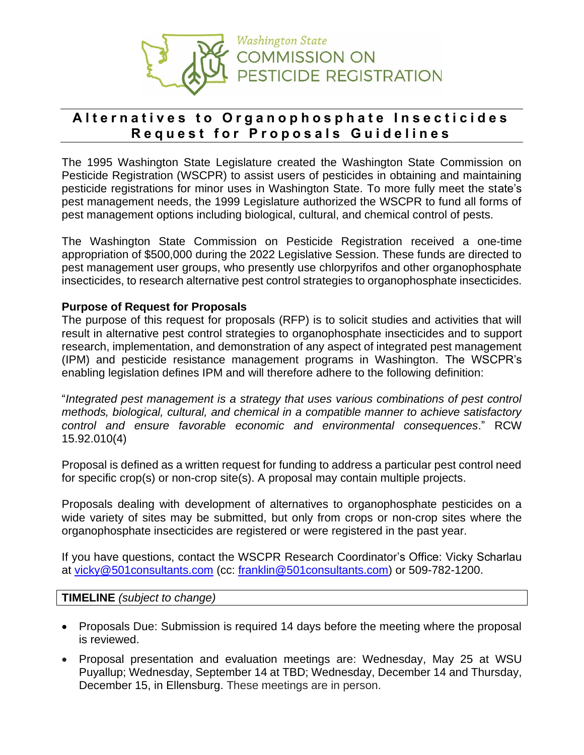Washington State
COMMISSION ON
PESTICIDE REGISTRATION

# Alternatives to Organophosphate Insecticides Request for Proposals Guidelines

The 1995 Washington State Legislature created the Washington State Commission on Pesticide Registration (WSCPR) to assist users of pesticides in obtaining and maintaining pesticide registrations for minor uses in Washington State. To more fully meet the state's pest management needs, the 1999 Legislature authorized the WSCPR to fund all forms of pest management options including biological, cultural, and chemical control of pests.

The Washington State Commission on Pesticide Registration received a one-time appropriation of $500,000 during the 2022 Legislative Session. These funds are directed to pest management user groups, who presently use chlorpyrifos and other organophosphate insecticides, to research alternative pest control strategies to organophosphate insecticides.

**Purpose of Request for Proposals**
The purpose of this request for proposals (RFP) is to solicit studies and activities that will result in alternative pest control strategies to organophosphate insecticides and to support research, implementation, and demonstration of any aspect of integrated pest management (IPM) and pesticide resistance management programs in Washington. The WSCPR's enabling legislation defines IPM and will therefore adhere to the following definition:

"*Integrated pest management is a strategy that uses various combinations of pest control methods, biological, cultural, and chemical in a compatible manner to achieve satisfactory control and ensure favorable economic and environmental consequences*." RCW 15.92.010(4)

Proposal is defined as a written request for funding to address a particular pest control need for specific crop(s) or non-crop site(s). A proposal may contain multiple projects.

Proposals dealing with development of alternatives to organophosphate pesticides on a wide variety of sites may be submitted, but only from crops or non-crop sites where the organophosphate insecticides are registered or were registered in the past year.

If you have questions, contact the WSCPR Research Coordinator's Office: Vicky Scharlau at vicky@501consultants.com (cc: franklin@501consultants.com) or 509-782-1200.

**TIMELINE** *(subject to change)*

- Proposals Due: Submission is required 14 days before the meeting where the proposal is reviewed.
- Proposal presentation and evaluation meetings are: Wednesday, May 25 at WSU Puyallup; Wednesday, September 14 at TBD; Wednesday, December 14 and Thursday, December 15, in Ellensburg. These meetings are in person.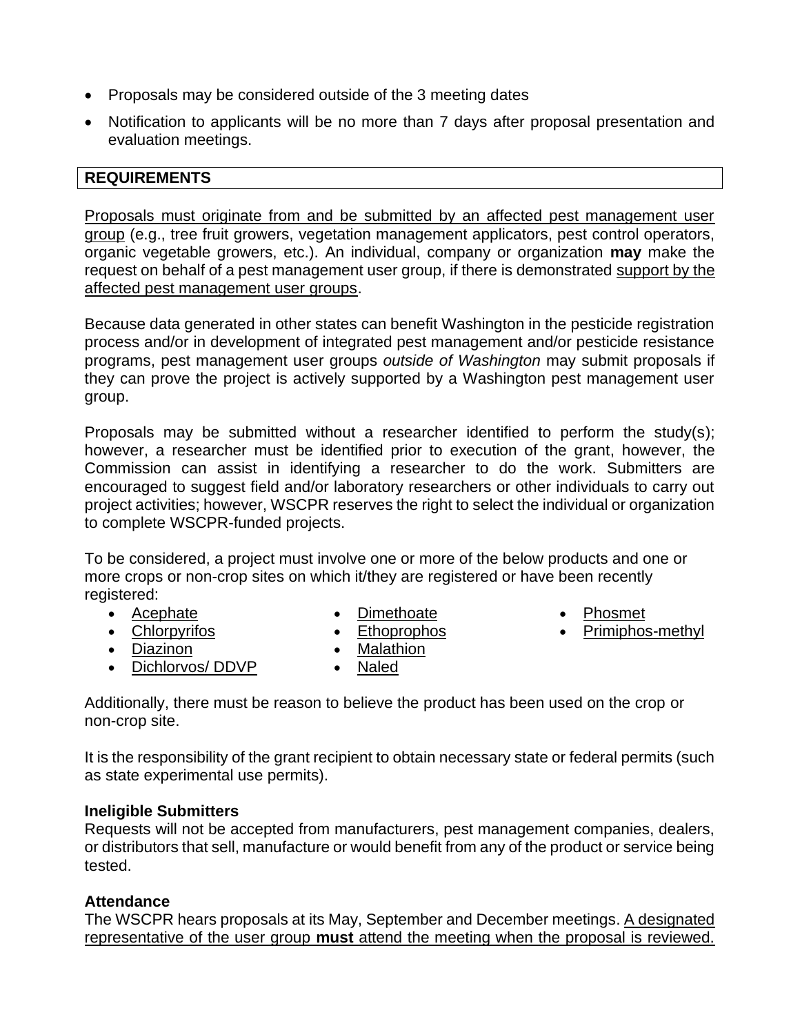- Proposals may be considered outside of the 3 meeting dates
- Notification to applicants will be no more than 7 days after proposal presentation and evaluation meetings.

## REQUIREMENTS

Proposals must originate from and be submitted by an affected pest management user group (e.g., tree fruit growers, vegetation management applicators, pest control operators, organic vegetable growers, etc.). An individual, company or organization **may** make the request on behalf of a pest management user group, if there is demonstrated support by the affected pest management user groups.

Because data generated in other states can benefit Washington in the pesticide registration process and/or in development of integrated pest management and/or pesticide resistance programs, pest management user groups *outside of Washington* may submit proposals if they can prove the project is actively supported by a Washington pest management user group.

Proposals may be submitted without a researcher identified to perform the study(s); however, a researcher must be identified prior to execution of the grant, however, the Commission can assist in identifying a researcher to do the work. Submitters are encouraged to suggest field and/or laboratory researchers or other individuals to carry out project activities; however, WSCPR reserves the right to select the individual or organization to complete WSCPR-funded projects.

To be considered, a project must involve one or more of the below products and one or more crops or non-crop sites on which it/they are registered or have been recently registered:

- Acephate
- Chlorpyrifos
- Diazinon
- Dichlorvos/ DDVP
- Dimethoate
- Ethoprophos
- Malathion
- Naled
- Phosmet
- Primiphos-methyl

Additionally, there must be reason to believe the product has been used on the crop or non-crop site.

It is the responsibility of the grant recipient to obtain necessary state or federal permits (such as state experimental use permits).

### Ineligible Submitters

Requests will not be accepted from manufacturers, pest management companies, dealers, or distributors that sell, manufacture or would benefit from any of the product or service being tested.

### Attendance

The WSCPR hears proposals at its May, September and December meetings. A designated representative of the user group **must** attend the meeting when the proposal is reviewed.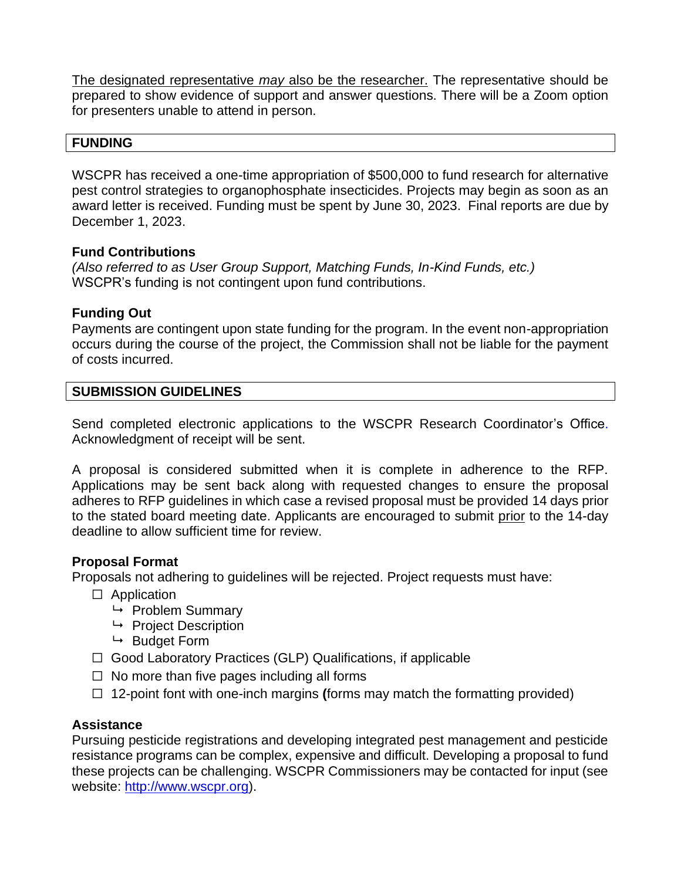<u>The designated representative *may* also be the researcher.</u> The representative should be prepared to show evidence of support and answer questions. There will be a Zoom option for presenters unable to attend in person.

## FUNDING

WSCPR has received a one-time appropriation of $500,000 to fund research for alternative pest control strategies to organophosphate insecticides. Projects may begin as soon as an award letter is received. Funding must be spent by June 30, 2023. Final reports are due by December 1, 2023.

### Fund Contributions

*(Also referred to as User Group Support, Matching Funds, In-Kind Funds, etc.)*
WSCPR's funding is not contingent upon fund contributions.

### Funding Out

Payments are contingent upon state funding for the program. In the event non-appropriation occurs during the course of the project, the Commission shall not be liable for the payment of costs incurred.

## SUBMISSION GUIDELINES

Send completed electronic applications to the WSCPR Research Coordinator's Office. Acknowledgment of receipt will be sent.

A proposal is considered submitted when it is complete in adherence to the RFP. Applications may be sent back along with requested changes to ensure the proposal adheres to RFP guidelines in which case a revised proposal must be provided 14 days prior to the stated board meeting date. Applicants are encouraged to submit <u>prior</u> to the 14-day deadline to allow sufficient time for review.

### Proposal Format

Proposals not adhering to guidelines will be rejected. Project requests must have:

- ☐ Application
  - ↳ Problem Summary
  - ↳ Project Description
  - ↳ Budget Form
- ☐ Good Laboratory Practices (GLP) Qualifications, if applicable
- ☐ No more than five pages including all forms
- ☐ 12-point font with one-inch margins **(**forms may match the formatting provided)

### Assistance

Pursuing pesticide registrations and developing integrated pest management and pesticide resistance programs can be complex, expensive and difficult. Developing a proposal to fund these projects can be challenging. WSCPR Commissioners may be contacted for input (see website: [http://www.wscpr.org](http://www.wscpr.org)).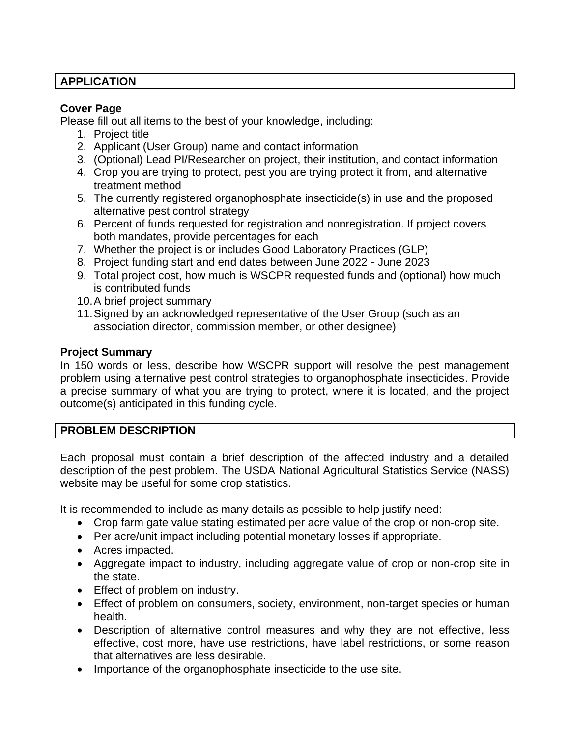## APPLICATION

### Cover Page

Please fill out all items to the best of your knowledge, including:

1. Project title
2. Applicant (User Group) name and contact information
3. (Optional) Lead PI/Researcher on project, their institution, and contact information
4. Crop you are trying to protect, pest you are trying protect it from, and alternative treatment method
5. The currently registered organophosphate insecticide(s) in use and the proposed alternative pest control strategy
6. Percent of funds requested for registration and nonregistration. If project covers both mandates, provide percentages for each
7. Whether the project is or includes Good Laboratory Practices (GLP)
8. Project funding start and end dates between June 2022 - June 2023
9. Total project cost, how much is WSCPR requested funds and (optional) how much is contributed funds
10. A brief project summary
11. Signed by an acknowledged representative of the User Group (such as an association director, commission member, or other designee)

### Project Summary

In 150 words or less, describe how WSCPR support will resolve the pest management problem using alternative pest control strategies to organophosphate insecticides. Provide a precise summary of what you are trying to protect, where it is located, and the project outcome(s) anticipated in this funding cycle.

## PROBLEM DESCRIPTION

Each proposal must contain a brief description of the affected industry and a detailed description of the pest problem. The USDA National Agricultural Statistics Service (NASS) website may be useful for some crop statistics.

It is recommended to include as many details as possible to help justify need:

- Crop farm gate value stating estimated per acre value of the crop or non-crop site.
- Per acre/unit impact including potential monetary losses if appropriate.
- Acres impacted.
- Aggregate impact to industry, including aggregate value of crop or non-crop site in the state.
- Effect of problem on industry.
- Effect of problem on consumers, society, environment, non-target species or human health.
- Description of alternative control measures and why they are not effective, less effective, cost more, have use restrictions, have label restrictions, or some reason that alternatives are less desirable.
- Importance of the organophosphate insecticide to the use site.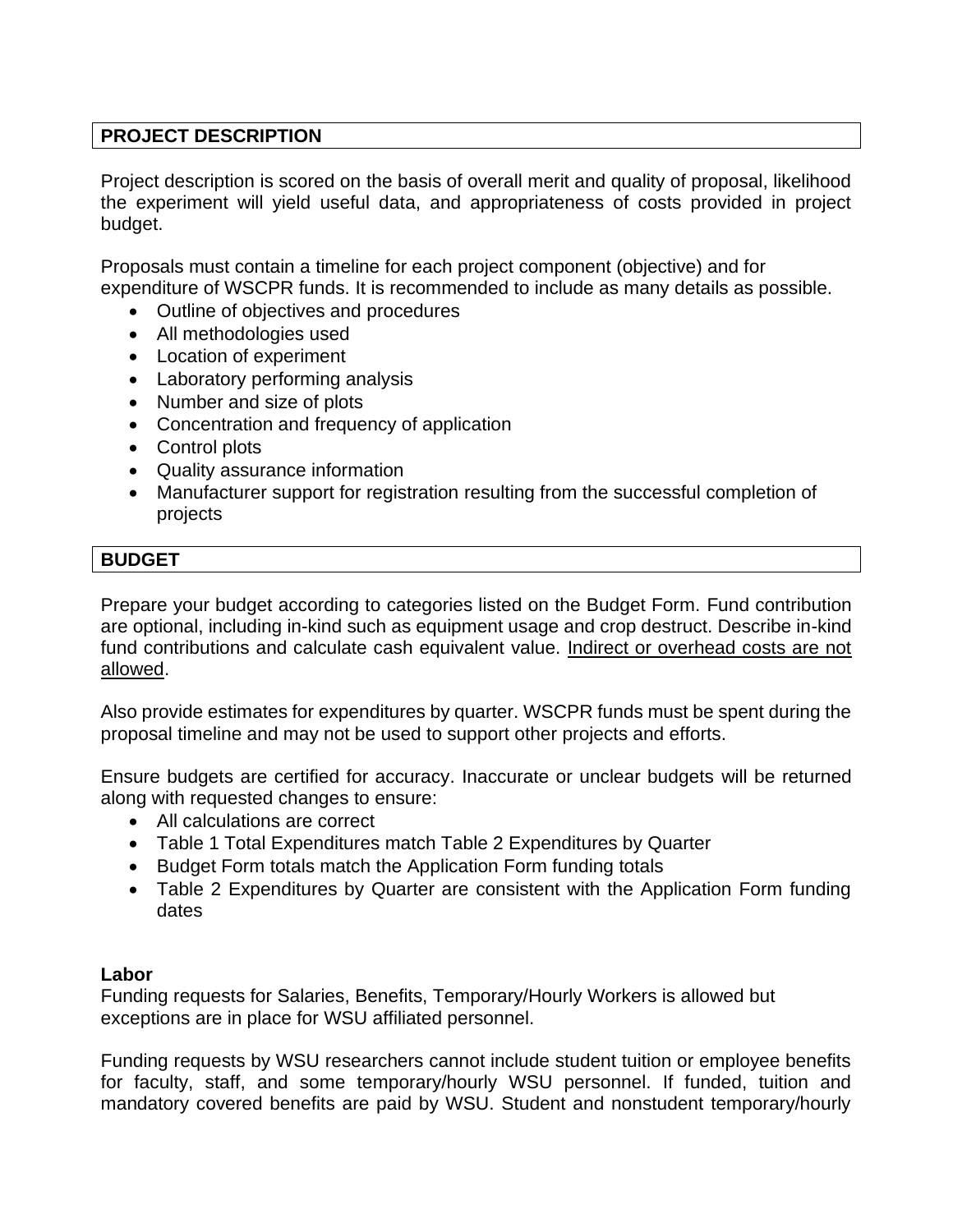## PROJECT DESCRIPTION

Project description is scored on the basis of overall merit and quality of proposal, likelihood the experiment will yield useful data, and appropriateness of costs provided in project budget.

Proposals must contain a timeline for each project component (objective) and for expenditure of WSCPR funds. It is recommended to include as many details as possible.

- Outline of objectives and procedures
- All methodologies used
- Location of experiment
- Laboratory performing analysis
- Number and size of plots
- Concentration and frequency of application
- Control plots
- Quality assurance information
- Manufacturer support for registration resulting from the successful completion of projects

## BUDGET

Prepare your budget according to categories listed on the Budget Form. Fund contribution are optional, including in-kind such as equipment usage and crop destruct. Describe in-kind fund contributions and calculate cash equivalent value. Indirect or overhead costs are not allowed.

Also provide estimates for expenditures by quarter. WSCPR funds must be spent during the proposal timeline and may not be used to support other projects and efforts.

Ensure budgets are certified for accuracy. Inaccurate or unclear budgets will be returned along with requested changes to ensure:

- All calculations are correct
- Table 1 Total Expenditures match Table 2 Expenditures by Quarter
- Budget Form totals match the Application Form funding totals
- Table 2 Expenditures by Quarter are consistent with the Application Form funding dates

**Labor**

Funding requests for Salaries, Benefits, Temporary/Hourly Workers is allowed but exceptions are in place for WSU affiliated personnel.

Funding requests by WSU researchers cannot include student tuition or employee benefits for faculty, staff, and some temporary/hourly WSU personnel. If funded, tuition and mandatory covered benefits are paid by WSU. Student and nonstudent temporary/hourly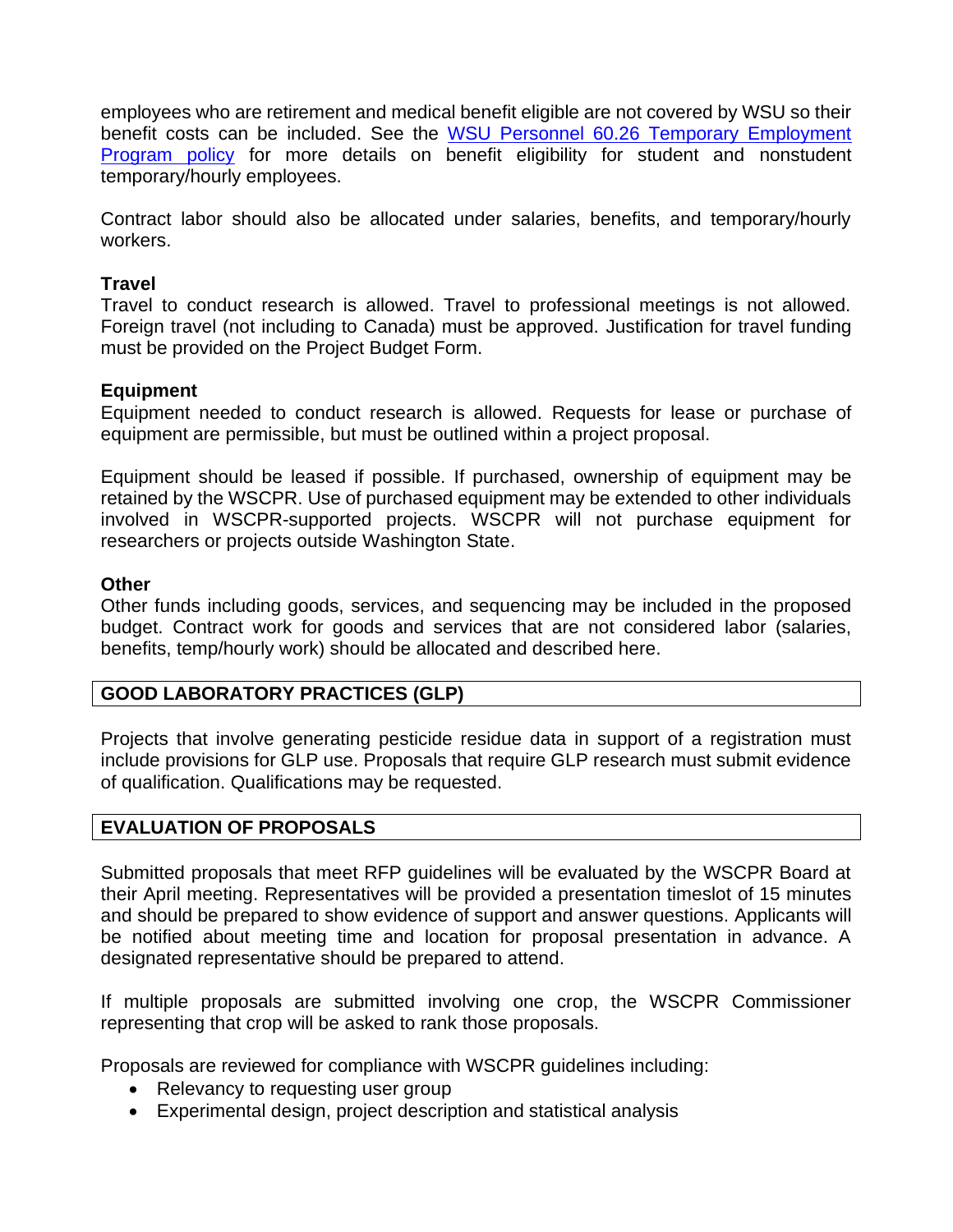employees who are retirement and medical benefit eligible are not covered by WSU so their benefit costs can be included. See the [WSU Personnel 60.26 Temporary Employment Program policy]() for more details on benefit eligibility for student and nonstudent temporary/hourly employees.

Contract labor should also be allocated under salaries, benefits, and temporary/hourly workers.

**Travel**
Travel to conduct research is allowed. Travel to professional meetings is not allowed. Foreign travel (not including to Canada) must be approved. Justification for travel funding must be provided on the Project Budget Form.

**Equipment**
Equipment needed to conduct research is allowed. Requests for lease or purchase of equipment are permissible, but must be outlined within a project proposal.

Equipment should be leased if possible. If purchased, ownership of equipment may be retained by the WSCPR. Use of purchased equipment may be extended to other individuals involved in WSCPR-supported projects. WSCPR will not purchase equipment for researchers or projects outside Washington State.

**Other**
Other funds including goods, services, and sequencing may be included in the proposed budget. Contract work for goods and services that are not considered labor (salaries, benefits, temp/hourly work) should be allocated and described here.

## GOOD LABORATORY PRACTICES (GLP)

Projects that involve generating pesticide residue data in support of a registration must include provisions for GLP use. Proposals that require GLP research must submit evidence of qualification. Qualifications may be requested.

## EVALUATION OF PROPOSALS

Submitted proposals that meet RFP guidelines will be evaluated by the WSCPR Board at their April meeting. Representatives will be provided a presentation timeslot of 15 minutes and should be prepared to show evidence of support and answer questions. Applicants will be notified about meeting time and location for proposal presentation in advance. A designated representative should be prepared to attend.

If multiple proposals are submitted involving one crop, the WSCPR Commissioner representing that crop will be asked to rank those proposals.

Proposals are reviewed for compliance with WSCPR guidelines including:

- Relevancy to requesting user group
- Experimental design, project description and statistical analysis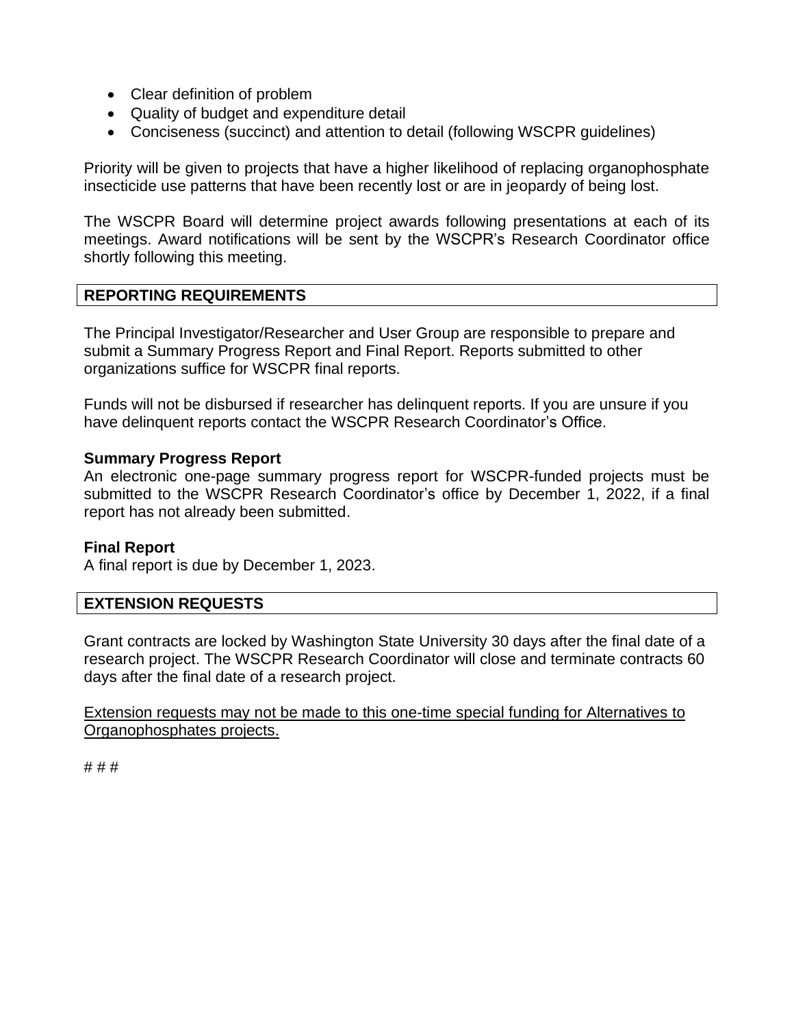- Clear definition of problem
- Quality of budget and expenditure detail
- Conciseness (succinct) and attention to detail (following WSCPR guidelines)

Priority will be given to projects that have a higher likelihood of replacing organophosphate insecticide use patterns that have been recently lost or are in jeopardy of being lost.

The WSCPR Board will determine project awards following presentations at each of its meetings. Award notifications will be sent by the WSCPR's Research Coordinator office shortly following this meeting.

## REPORTING REQUIREMENTS

The Principal Investigator/Researcher and User Group are responsible to prepare and submit a Summary Progress Report and Final Report. Reports submitted to other organizations suffice for WSCPR final reports.

Funds will not be disbursed if researcher has delinquent reports. If you are unsure if you have delinquent reports contact the WSCPR Research Coordinator's Office.

**Summary Progress Report**
An electronic one-page summary progress report for WSCPR-funded projects must be submitted to the WSCPR Research Coordinator's office by December 1, 2022, if a final report has not already been submitted.

**Final Report**
A final report is due by December 1, 2023.

## EXTENSION REQUESTS

Grant contracts are locked by Washington State University 30 days after the final date of a research project. The WSCPR Research Coordinator will close and terminate contracts 60 days after the final date of a research project.

<u>Extension requests may not be made to this one-time special funding for Alternatives to Organophosphates projects.</u>

# # #